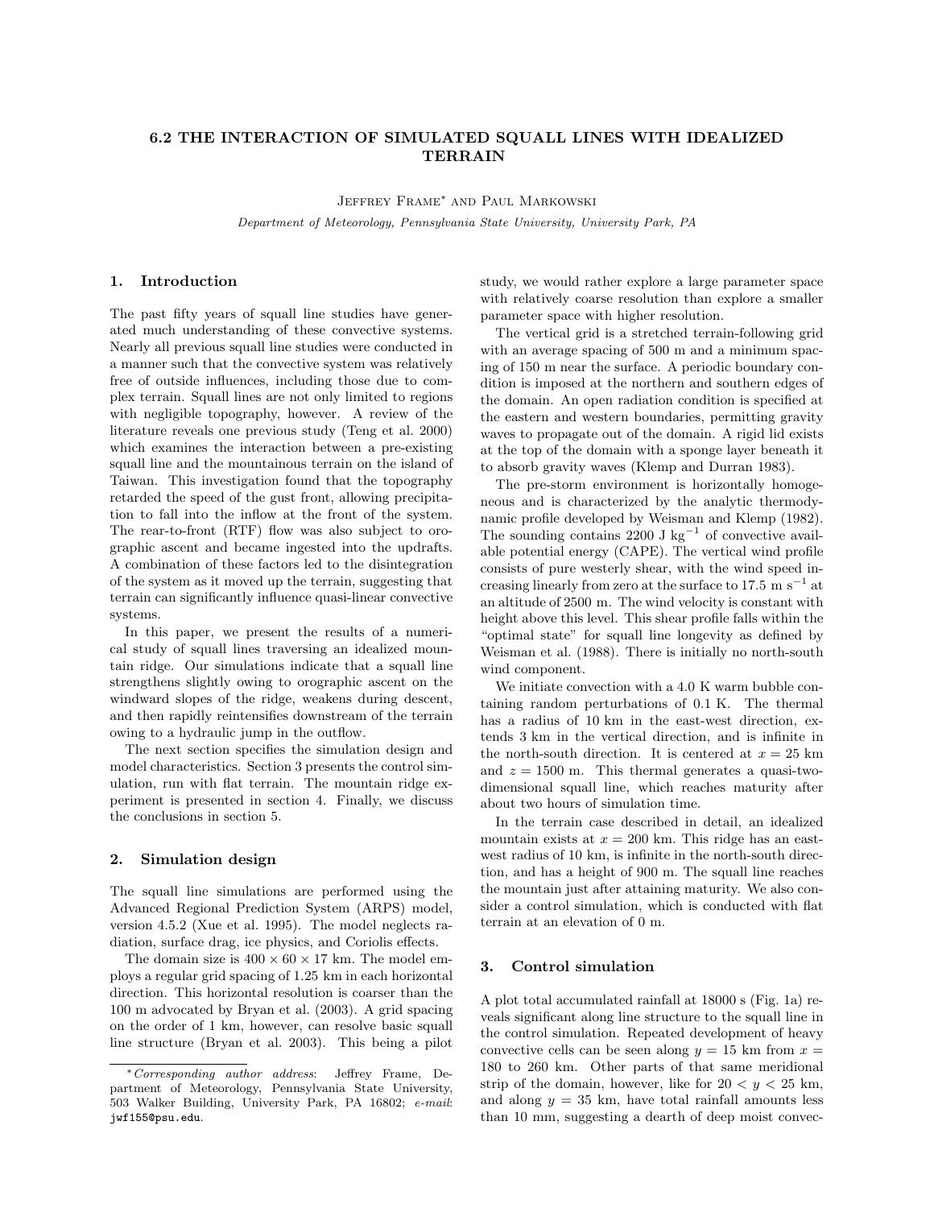# 6.2 THE INTERACTION OF SIMULATED SQUALL LINES WITH IDEALIZED TERRAIN

Jeffrey Frame* and Paul Markowski

*Department of Meteorology, Pennsylvania State University, University Park, PA*

## 1. Introduction

The past fifty years of squall line studies have generated much understanding of these convective systems. Nearly all previous squall line studies were conducted in a manner such that the convective system was relatively free of outside influences, including those due to complex terrain. Squall lines are not only limited to regions with negligible topography, however. A review of the literature reveals one previous study (Teng et al. 2000) which examines the interaction between a pre-existing squall line and the mountainous terrain on the island of Taiwan. This investigation found that the topography retarded the speed of the gust front, allowing precipitation to fall into the inflow at the front of the system. The rear-to-front (RTF) flow was also subject to orographic ascent and became ingested into the updrafts. A combination of these factors led to the disintegration of the system as it moved up the terrain, suggesting that terrain can significantly influence quasi-linear convective systems.

In this paper, we present the results of a numerical study of squall lines traversing an idealized mountain ridge. Our simulations indicate that a squall line strengthens slightly owing to orographic ascent on the windward slopes of the ridge, weakens during descent, and then rapidly reintensifies downstream of the terrain owing to a hydraulic jump in the outflow.

The next section specifies the simulation design and model characteristics. Section 3 presents the control simulation, run with flat terrain. The mountain ridge experiment is presented in section 4. Finally, we discuss the conclusions in section 5.

## 2. Simulation design

The squall line simulations are performed using the Advanced Regional Prediction System (ARPS) model, version 4.5.2 (Xue et al. 1995). The model neglects radiation, surface drag, ice physics, and Coriolis effects.

The domain size is $400 \times 60 \times 17$ km. The model employs a regular grid spacing of 1.25 km in each horizontal direction. This horizontal resolution is coarser than the 100 m advocated by Bryan et al. (2003). A grid spacing on the order of 1 km, however, can resolve basic squall line structure (Bryan et al. 2003). This being a pilot study, we would rather explore a large parameter space with relatively coarse resolution than explore a smaller parameter space with higher resolution.

The vertical grid is a stretched terrain-following grid with an average spacing of 500 m and a minimum spacing of 150 m near the surface. A periodic boundary condition is imposed at the northern and southern edges of the domain. An open radiation condition is specified at the eastern and western boundaries, permitting gravity waves to propagate out of the domain. A rigid lid exists at the top of the domain with a sponge layer beneath it to absorb gravity waves (Klemp and Durran 1983).

The pre-storm environment is horizontally homogeneous and is characterized by the analytic thermodynamic profile developed by Weisman and Klemp (1982). The sounding contains 2200 J kg$^{-1}$ of convective available potential energy (CAPE). The vertical wind profile consists of pure westerly shear, with the wind speed increasing linearly from zero at the surface to 17.5 m s$^{-1}$ at an altitude of 2500 m. The wind velocity is constant with height above this level. This shear profile falls within the "optimal state" for squall line longevity as defined by Weisman et al. (1988). There is initially no north-south wind component.

We initiate convection with a 4.0 K warm bubble containing random perturbations of 0.1 K. The thermal has a radius of 10 km in the east-west direction, extends 3 km in the vertical direction, and is infinite in the north-south direction. It is centered at $x = 25$ km and $z = 1500$ m. This thermal generates a quasi-two-dimensional squall line, which reaches maturity after about two hours of simulation time.

In the terrain case described in detail, an idealized mountain exists at $x = 200$ km. This ridge has an east-west radius of 10 km, is infinite in the north-south direction, and has a height of 900 m. The squall line reaches the mountain just after attaining maturity. We also consider a control simulation, which is conducted with flat terrain at an elevation of 0 m.

## 3. Control simulation

A plot total accumulated rainfall at 18000 s (Fig. 1a) reveals significant along line structure to the squall line in the control simulation. Repeated development of heavy convective cells can be seen along $y = 15$ km from $x = 180$ to 260 km. Other parts of that same meridional strip of the domain, however, like for $20 < y < 25$ km, and along $y = 35$ km, have total rainfall amounts less than 10 mm, suggesting a dearth of deep moist convec-

---

\* *Corresponding author address*: Jeffrey Frame, Department of Meteorology, Pennsylvania State University, 503 Walker Building, University Park, PA 16802; *e-mail*: jwf155@psu.edu.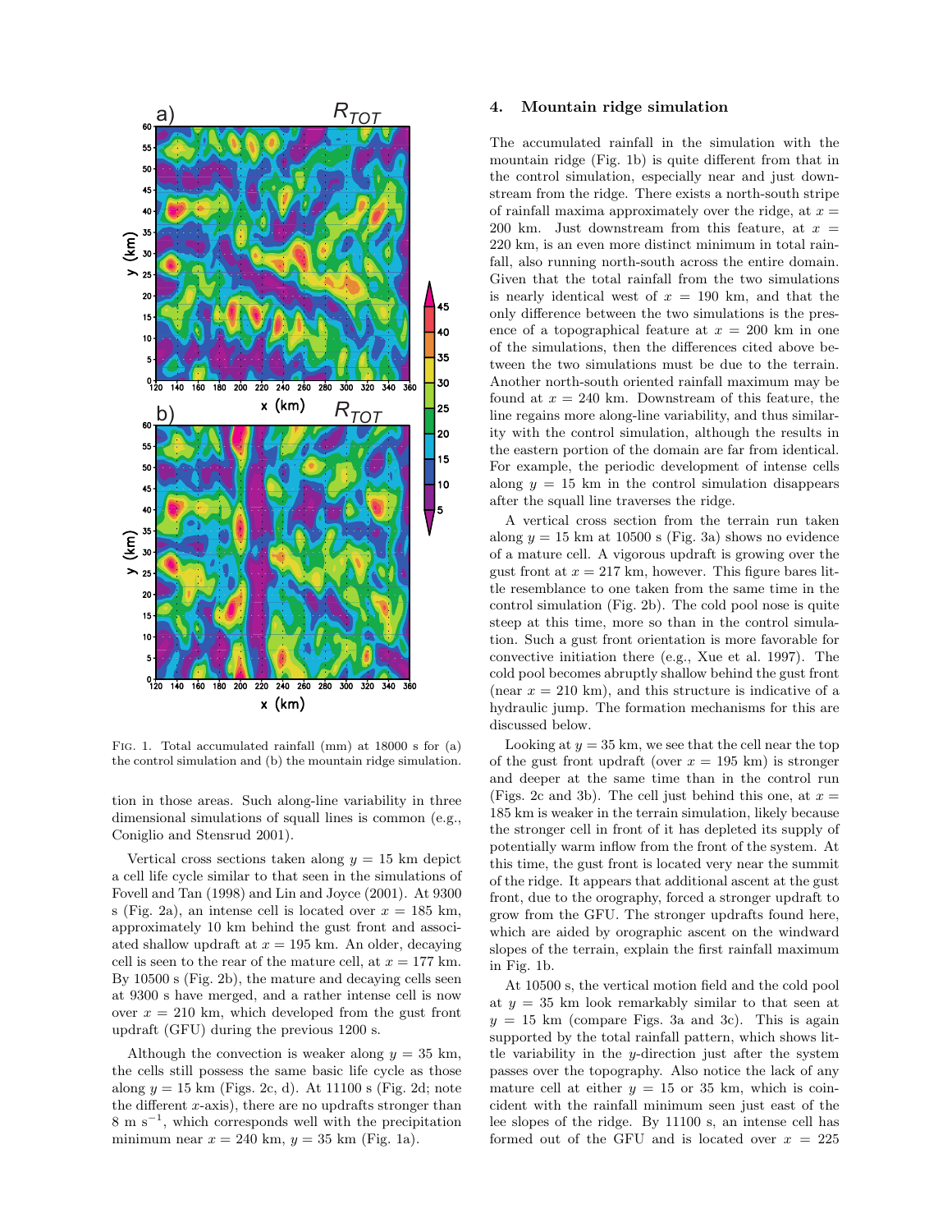Fig. 1. Total accumulated rainfall (mm) at 18000 s for (a) the control simulation and (b) the mountain ridge simulation.

tion in those areas. Such along-line variability in three dimensional simulations of squall lines is common (e.g., Coniglio and Stensrud 2001).

Vertical cross sections taken along $y$ = 15 km depict a cell life cycle similar to that seen in the simulations of Fovell and Tan (1998) and Lin and Joyce (2001). At 9300 s (Fig. 2a), an intense cell is located over $x$ = 185 km, approximately 10 km behind the gust front and associated shallow updraft at $x$ = 195 km. An older, decaying cell is seen to the rear of the mature cell, at $x$ = 177 km. By 10500 s (Fig. 2b), the mature and decaying cells seen at 9300 s have merged, and a rather intense cell is now over $x$ = 210 km, which developed from the gust front updraft (GFU) during the previous 1200 s.

Although the convection is weaker along $y$ = 35 km, the cells still possess the same basic life cycle as those along $y$ = 15 km (Figs. 2c, d). At 11100 s (Fig. 2d; note the different $x$-axis), there are no updrafts stronger than 8 m s$^{-1}$, which corresponds well with the precipitation minimum near $x$ = 240 km, $y$ = 35 km (Fig. 1a).

## 4. Mountain ridge simulation

The accumulated rainfall in the simulation with the mountain ridge (Fig. 1b) is quite different from that in the control simulation, especially near and just downstream from the ridge. There exists a north-south stripe of rainfall maxima approximately over the ridge, at $x$ = 200 km. Just downstream from this feature, at $x$ = 220 km, is an even more distinct minimum in total rainfall, also running north-south across the entire domain. Given that the total rainfall from the two simulations is nearly identical west of $x$ = 190 km, and that the only difference between the two simulations is the presence of a topographical feature at $x$ = 200 km in one of the simulations, then the differences cited above between the two simulations must be due to the terrain. Another north-south oriented rainfall maximum may be found at $x$ = 240 km. Downstream of this feature, the line regains more along-line variability, and thus similarity with the control simulation, although the results in the eastern portion of the domain are far from identical. For example, the periodic development of intense cells along $y$ = 15 km in the control simulation disappears after the squall line traverses the ridge.

A vertical cross section from the terrain run taken along $y$ = 15 km at 10500 s (Fig. 3a) shows no evidence of a mature cell. A vigorous updraft is growing over the gust front at $x$ = 217 km, however. This figure bares little resemblance to one taken from the same time in the control simulation (Fig. 2b). The cold pool nose is quite steep at this time, more so than in the control simulation. Such a gust front orientation is more favorable for convective initiation there (e.g., Xue et al. 1997). The cold pool becomes abruptly shallow behind the gust front (near $x$ = 210 km), and this structure is indicative of a hydraulic jump. The formation mechanisms for this are discussed below.

Looking at $y$ = 35 km, we see that the cell near the top of the gust front updraft (over $x$ = 195 km) is stronger and deeper at the same time than in the control run (Figs. 2c and 3b). The cell just behind this one, at $x$ = 185 km is weaker in the terrain simulation, likely because the stronger cell in front of it has depleted its supply of potentially warm inflow from the front of the system. At this time, the gust front is located very near the summit of the ridge. It appears that additional ascent at the gust front, due to the orography, forced a stronger updraft to grow from the GFU. The stronger updrafts found here, which are aided by orographic ascent on the windward slopes of the terrain, explain the first rainfall maximum in Fig. 1b.

At 10500 s, the vertical motion field and the cold pool at $y$ = 35 km look remarkably similar to that seen at $y$ = 15 km (compare Figs. 3a and 3c). This is again supported by the total rainfall pattern, which shows little variability in the $y$-direction just after the system passes over the topography. Also notice the lack of any mature cell at either $y$ = 15 or 35 km, which is coincident with the rainfall minimum seen just east of the lee slopes of the ridge. By 11100 s, an intense cell has formed out of the GFU and is located over $x$ = 225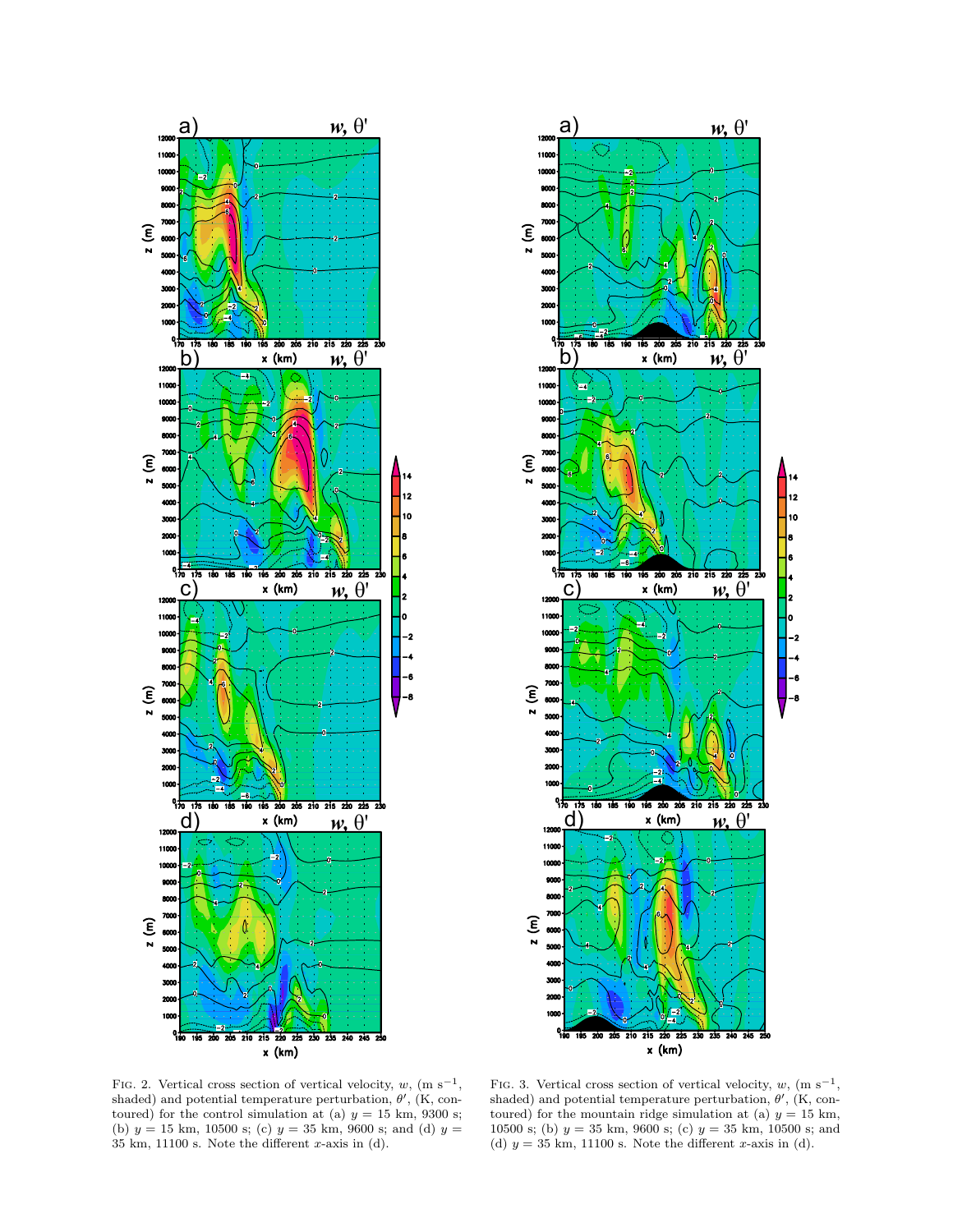FIG. 2. Vertical cross section of vertical velocity, $w$, (m s$^{-1}$, shaded) and potential temperature perturbation, $\theta'$, (K, contoured) for the control simulation at (a) $y$ = 15 km, 9300 s; (b) $y$ = 15 km, 10500 s; (c) $y$ = 35 km, 9600 s; and (d) $y$ = 35 km, 11100 s. Note the different $x$-axis in (d).

FIG. 3. Vertical cross section of vertical velocity, $w$, (m s$^{-1}$, shaded) and potential temperature perturbation, $\theta'$, (K, contoured) for the mountain ridge simulation at (a) $y$ = 15 km, 10500 s; (b) $y$ = 35 km, 9600 s; (c) $y$ = 35 km, 10500 s; and (d) $y$ = 35 km, 11100 s. Note the different $x$-axis in (d).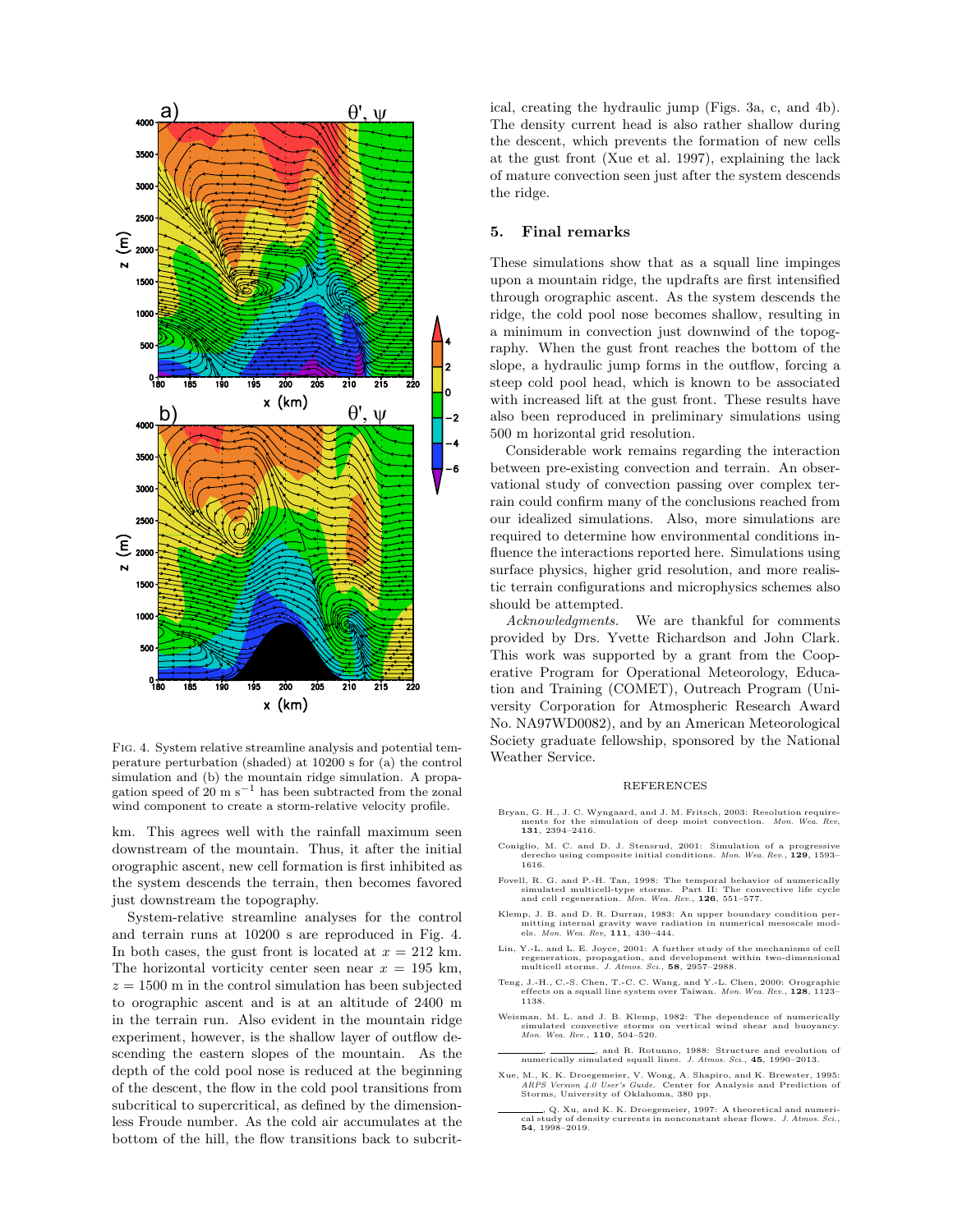a)

θ', ψ

4000
3500
3000
2500
2000
1500
1000
500
0

z (m)

180 185 190 195 200 205 210 215 220

x (km)

4
2
0
−2
−4
−6

b)

θ', ψ

4000
3500
3000
2500
2000
1500
1000
500
0

z (m)

180 185 190 195 200 205 210 215 220

x (km)

FIG. 4. System relative streamline analysis and potential temperature perturbation (shaded) at 10200 s for (a) the control simulation and (b) the mountain ridge simulation. A propagation speed of 20 m s$^{-1}$ has been subtracted from the zonal wind component to create a storm-relative velocity profile.

km. This agrees well with the rainfall maximum seen downstream of the mountain. Thus, it after the initial orographic ascent, new cell formation is first inhibited as the system descends the terrain, then becomes favored just downstream the topography.

System-relative streamline analyses for the control and terrain runs at 10200 s are reproduced in Fig. 4. In both cases, the gust front is located at $x = 212$ km. The horizontal vorticity center seen near $x = 195$ km, $z = 1500$ m in the control simulation has been subjected to orographic ascent and is at an altitude of 2400 m in the terrain run. Also evident in the mountain ridge experiment, however, is the shallow layer of outflow descending the eastern slopes of the mountain. As the depth of the cold pool nose is reduced at the beginning of the descent, the flow in the cold pool transitions from subcritical to supercritical, as defined by the dimensionless Froude number. As the cold air accumulates at the bottom of the hill, the flow transitions back to subcritical, creating the hydraulic jump (Figs. 3a, c, and 4b). The density current head is also rather shallow during the descent, which prevents the formation of new cells at the gust front (Xue et al. 1997), explaining the lack of mature convection seen just after the system descends the ridge.

## 5. Final remarks

These simulations show that as a squall line impinges upon a mountain ridge, the updrafts are first intensified through orographic ascent. As the system descends the ridge, the cold pool nose becomes shallow, resulting in a minimum in convection just downwind of the topography. When the gust front reaches the bottom of the slope, a hydraulic jump forms in the outflow, forcing a steep cold pool head, which is known to be associated with increased lift at the gust front. These results have also been reproduced in preliminary simulations using 500 m horizontal grid resolution.

Considerable work remains regarding the interaction between pre-existing convection and terrain. An observational study of convection passing over complex terrain could confirm many of the conclusions reached from our idealized simulations. Also, more simulations are required to determine how environmental conditions influence the interactions reported here. Simulations using surface physics, higher grid resolution, and more realistic terrain configurations and microphysics schemes also should be attempted.

*Acknowledgments.* We are thankful for comments provided by Drs. Yvette Richardson and John Clark. This work was supported by a grant from the Cooperative Program for Operational Meteorology, Education and Training (COMET), Outreach Program (University Corporation for Atmospheric Research Award No. NA97WD0082), and by an American Meteorological Society graduate fellowship, sponsored by the National Weather Service.

## REFERENCES

Bryan, G. H., J. C. Wyngaard, and J. M. Fritsch, 2003: Resolution requirements for the simulation of deep moist convection. *Mon. Wea. Rev*, **131**, 2394–2416.

Coniglio, M. C. and D. J. Stensrud, 2001: Simulation of a progressive derecho using composite initial conditions. *Mon. Wea. Rev.*, **129**, 1593–1616.

Fovell, R. G. and P.-H. Tan, 1998: The temporal behavior of numerically simulated multicell-type storms. Part II: The convective life cycle and cell regeneration. *Mon. Wea. Rev.*, **126**, 551–577.

Klemp, J. B. and D. R. Durran, 1983: An upper boundary condition permitting internal gravity wave radiation in numerical mesoscale models. *Mon. Wea. Rev*, **111**, 430–444.

Lin, Y.-L. and L. E. Joyce, 2001: A further study of the mechanisms of cell regeneration, propagation, and development within two-dimensional multicell storms. *J. Atmos. Sci.*, **58**, 2957–2988.

Teng, J.-H., C.-S. Chen, T.-C. C. Wang, and Y.-L. Chen, 2000: Orographic effects on a squall line system over Taiwan. *Mon. Wea. Rev.*, **128**, 1123–1138.

Weisman, M. L. and J. B. Klemp, 1982: The dependence of numerically simulated convective storms on vertical wind shear and buoyancy. *Mon. Wea. Rev.*, **110**, 504–520.

———, ———, and R. Rotunno, 1988: Structure and evolution of numerically simulated squall lines. *J. Atmos. Sci.*, **45**, 1990–2013.

Xue, M., K. K. Droegemeier, V. Wong, A. Shapiro, and K. Brewster, 1995: *ARPS Version 4.0 User's Guide*. Center for Analysis and Prediction of Storms, University of Oklahoma, 380 pp.

———, Q. Xu, and K. K. Droegemeier, 1997: A theoretical and numerical study of density currents in nonconstant shear flows. *J. Atmos. Sci.*, **54**, 1998–2019.